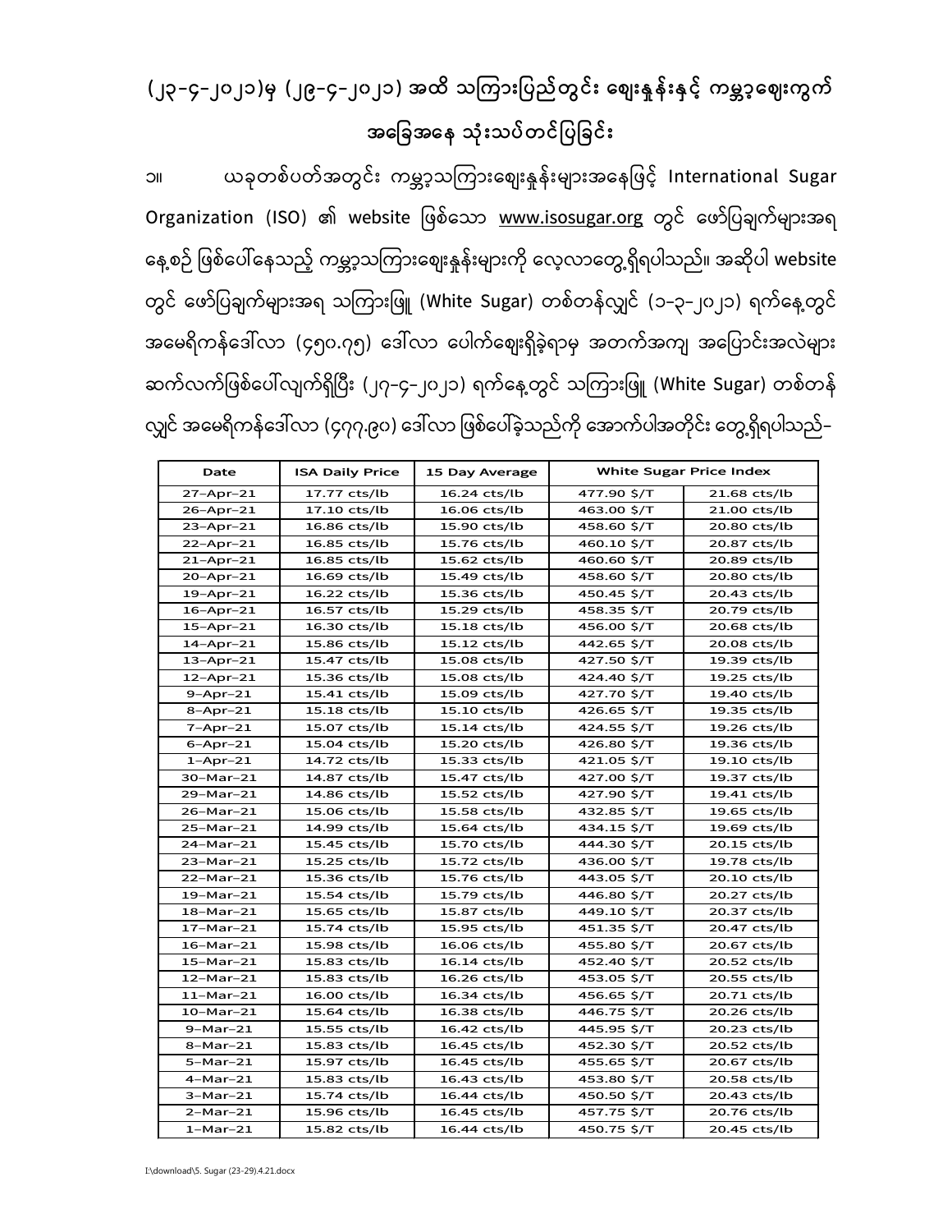# (၂၃-၄-၂၀၂၁)မှ (၂၉-၄-၂၀၂၁) အထိ သကြားပြည်တွင်း ဈေးနှုန်းနှင့် ကမ္ဘာ့ဈေးကွက် အခြေအနေ သုံးသပ်တင်ပြခြင်း

၁။ ယခုတစ်ပတ်အတွင်း ကမ္ဘာ့သကြားဈေးနှုန်းများအနေဖြင့် International Sugar Organization (ISO) ၏ website ဖြစ်သော www.isosugar.org တွင် ဖော်ပြချက်များအရ နေ့စဉ် ဖြစ်ပေါ်နေသည့် ကမ္ဘာ့သကြားဈေးနှုန်းများကို လေ့လာတွေ့ရှိရပါသည်။ အဆိုပါ website တွင် ဖော်ပြချက်များအရ သကြားဖြူ (White Sugar) တစ်တန်လျှင် (၁-၃-၂၀၂၁) ရက်နေ့တွင် အမေရိကန်ဒေါ်လာ (၄၅၀.၇၅) ဒေါ်လာ ပေါက်ဈေးရှိခဲ့ရာမှ အတက်အကျ အပြောင်းအလဲများ ဆက်လက်ဖြစ်ပေါ်လျက်ရှိပြီး (၂၇-၄-၂၀၂၁) ရက်နေ့တွင် သကြားဖြူ (White Sugar) တစ်တန် လျှင် အမေရိကန်ဒေါ်လာ (၄၇၇.၉၀) ဒေါ်လာ ဖြစ်ပေါ်ခဲ့သည်ကို အောက်ပါအတိုင်း တွေ့ရှိရပါသည်-

| Date | ISA Daily Price | 15 Day Average | White Sugar Price Index | |
|---|---|---|---|---|
| 27-Apr-21 | 17.77 cts/lb | 16.24 cts/lb | 477.90 $/T | 21.68 cts/lb |
| 26-Apr-21 | 17.10 cts/lb | 16.06 cts/lb | 463.00 $/T | 21.00 cts/lb |
| 23-Apr-21 | 16.86 cts/lb | 15.90 cts/lb | 458.60 $/T | 20.80 cts/lb |
| 22-Apr-21 | 16.85 cts/lb | 15.76 cts/lb | 460.10 $/T | 20.87 cts/lb |
| 21-Apr-21 | 16.85 cts/lb | 15.62 cts/lb | 460.60 $/T | 20.89 cts/lb |
| 20-Apr-21 | 16.69 cts/lb | 15.49 cts/lb | 458.60 $/T | 20.80 cts/lb |
| 19-Apr-21 | 16.22 cts/lb | 15.36 cts/lb | 450.45 $/T | 20.43 cts/lb |
| 16-Apr-21 | 16.57 cts/lb | 15.29 cts/lb | 458.35 $/T | 20.79 cts/lb |
| 15-Apr-21 | 16.30 cts/lb | 15.18 cts/lb | 456.00 $/T | 20.68 cts/lb |
| 14-Apr-21 | 15.86 cts/lb | 15.12 cts/lb | 442.65 $/T | 20.08 cts/lb |
| 13-Apr-21 | 15.47 cts/lb | 15.08 cts/lb | 427.50 $/T | 19.39 cts/lb |
| 12-Apr-21 | 15.36 cts/lb | 15.08 cts/lb | 424.40 $/T | 19.25 cts/lb |
| 9-Apr-21 | 15.41 cts/lb | 15.09 cts/lb | 427.70 $/T | 19.40 cts/lb |
| 8-Apr-21 | 15.18 cts/lb | 15.10 cts/lb | 426.65 $/T | 19.35 cts/lb |
| 7-Apr-21 | 15.07 cts/lb | 15.14 cts/lb | 424.55 $/T | 19.26 cts/lb |
| 6-Apr-21 | 15.04 cts/lb | 15.20 cts/lb | 426.80 $/T | 19.36 cts/lb |
| 1-Apr-21 | 14.72 cts/lb | 15.33 cts/lb | 421.05 $/T | 19.10 cts/lb |
| 30-Mar-21 | 14.87 cts/lb | 15.47 cts/lb | 427.00 $/T | 19.37 cts/lb |
| 29-Mar-21 | 14.86 cts/lb | 15.52 cts/lb | 427.90 $/T | 19.41 cts/lb |
| 26-Mar-21 | 15.06 cts/lb | 15.58 cts/lb | 432.85 $/T | 19.65 cts/lb |
| 25-Mar-21 | 14.99 cts/lb | 15.64 cts/lb | 434.15 $/T | 19.69 cts/lb |
| 24-Mar-21 | 15.45 cts/lb | 15.70 cts/lb | 444.30 $/T | 20.15 cts/lb |
| 23-Mar-21 | 15.25 cts/lb | 15.72 cts/lb | 436.00 $/T | 19.78 cts/lb |
| 22-Mar-21 | 15.36 cts/lb | 15.76 cts/lb | 443.05 $/T | 20.10 cts/lb |
| 19-Mar-21 | 15.54 cts/lb | 15.79 cts/lb | 446.80 $/T | 20.27 cts/lb |
| 18-Mar-21 | 15.65 cts/lb | 15.87 cts/lb | 449.10 $/T | 20.37 cts/lb |
| 17-Mar-21 | 15.74 cts/lb | 15.95 cts/lb | 451.35 $/T | 20.47 cts/lb |
| 16-Mar-21 | 15.98 cts/lb | 16.06 cts/lb | 455.80 $/T | 20.67 cts/lb |
| 15-Mar-21 | 15.83 cts/lb | 16.14 cts/lb | 452.40 $/T | 20.52 cts/lb |
| 12-Mar-21 | 15.83 cts/lb | 16.26 cts/lb | 453.05 $/T | 20.55 cts/lb |
| 11-Mar-21 | 16.00 cts/lb | 16.34 cts/lb | 456.65 $/T | 20.71 cts/lb |
| 10-Mar-21 | 15.64 cts/lb | 16.38 cts/lb | 446.75 $/T | 20.26 cts/lb |
| 9-Mar-21 | 15.55 cts/lb | 16.42 cts/lb | 445.95 $/T | 20.23 cts/lb |
| 8-Mar-21 | 15.83 cts/lb | 16.45 cts/lb | 452.30 $/T | 20.52 cts/lb |
| 5-Mar-21 | 15.97 cts/lb | 16.45 cts/lb | 455.65 $/T | 20.67 cts/lb |
| 4-Mar-21 | 15.83 cts/lb | 16.43 cts/lb | 453.80 $/T | 20.58 cts/lb |
| 3-Mar-21 | 15.74 cts/lb | 16.44 cts/lb | 450.50 $/T | 20.43 cts/lb |
| 2-Mar-21 | 15.96 cts/lb | 16.45 cts/lb | 457.75 $/T | 20.76 cts/lb |
| 1-Mar-21 | 15.82 cts/lb | 16.44 cts/lb | 450.75 $/T | 20.45 cts/lb |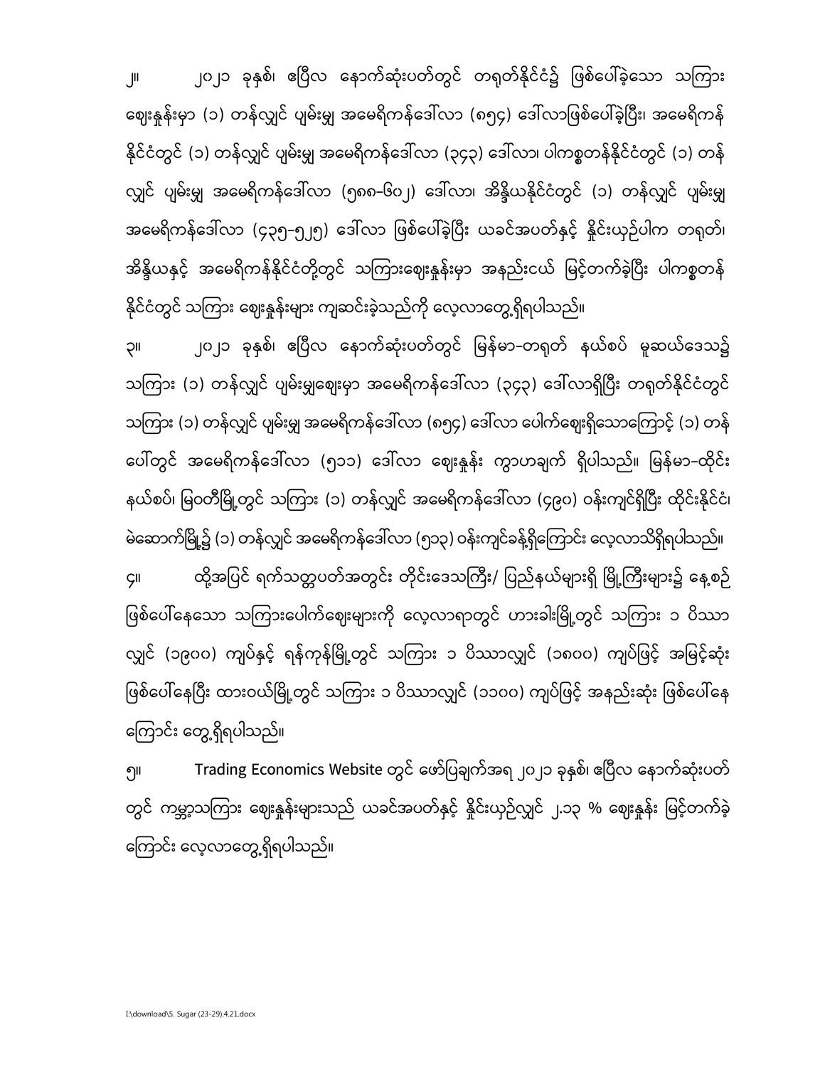၂။ ၂၀၂၁ ခုနှစ်၊ ဧပြီလ နောက်ဆုံးပတ်တွင် တရုတ်နိုင်ငံ၌ ဖြစ်ပေါ်ခဲ့သော သကြား ဈေးနှုန်းမှာ (၁) တန်လျှင် ပျမ်းမျှ အမေရိကန်ဒေါ်လာ (၈၅၄) ဒေါ်လာဖြစ်ပေါ်ခဲ့ပြီး၊ အမေရိကန် နိုင်ငံတွင် (၁) တန်လျှင် ပျမ်းမျှ အမေရိကန်ဒေါ်လာ (၃၄၃) ဒေါ်လာ၊ ပါကစ္စတန်နိုင်ငံတွင် (၁) တန် လျှင် ပျမ်းမျှ အမေရိကန်ဒေါ်လာ (၅၈၈-၆၀၂) ဒေါ်လာ၊ အိန္ဒိယနိုင်ငံတွင် (၁) တန်လျှင် ပျမ်းမျှ အမေရိကန်ဒေါ်လာ (၄၃၅-၅၂၅) ဒေါ်လာ ဖြစ်ပေါ်ခဲ့ပြီး ယခင်အပတ်နှင့် နှိုင်းယှဉ်ပါက တရုတ်၊ အိန္ဒိယနှင့် အမေရိကန်နိုင်ငံတို့တွင် သကြားဈေးနှုန်းမှာ အနည်းငယ် မြင့်တက်ခဲ့ပြီး ပါကစ္စတန် နိုင်ငံတွင် သကြား ဈေးနှုန်းများ ကျဆင်းခဲ့သည်ကို လေ့လာတွေ့ရှိရပါသည်။

၃။ ၂၀၂၁ ခုနှစ်၊ ဧပြီလ နောက်ဆုံးပတ်တွင် မြန်မာ-တရုတ် နယ်စပ် မူဆယ်ဒေသ၌ သကြား (၁) တန်လျှင် ပျမ်းမျှဈေးမှာ အမေရိကန်ဒေါ်လာ (၃၄၃) ဒေါ်လာရှိပြီး တရုတ်နိုင်ငံတွင် သကြား (၁) တန်လျှင် ပျမ်းမျှ အမေရိကန်ဒေါ်လာ (၈၅၄) ဒေါ်လာ ပေါက်ဈေးရှိသောကြောင့် (၁) တန် ပေါ်တွင် အမေရိကန်ဒေါ်လာ (၅၁၁) ဒေါ်လာ ဈေးနှုန်း ကွာဟချက် ရှိပါသည်။ မြန်မာ-ထိုင်း နယ်စပ်၊ မြဝတီမြို့တွင် သကြား (၁) တန်လျှင် အမေရိကန်ဒေါ်လာ (၄၉၀) ဝန်းကျင်ရှိပြီး ထိုင်းနိုင်ငံ၊ မဲဆောက်မြို့၌ (၁) တန်လျှင် အမေရိကန်ဒေါ်လာ (၅၁၃) ဝန်းကျင်ခန့်ရှိကြောင်း လေ့လာသိရှိရပါသည်။

၄။ ထို့အပြင် ရက်သတ္တပတ်အတွင်း တိုင်းဒေသကြီး/ ပြည်နယ်များရှိ မြို့ကြီးများ၌ နေ့စဉ် ဖြစ်ပေါ်နေသော သကြားပေါက်ဈေးများကို လေ့လာရာတွင် ဟားခါးမြို့တွင် သကြား ၁ ပိဿာ လျှင် (၁၉၀၀) ကျပ်နှင့် ရန်ကုန်မြို့တွင် သကြား ၁ ပိဿာလျှင် (၁၈၀၀) ကျပ်ဖြင့် အမြင့်ဆုံး ဖြစ်ပေါ်နေပြီး ထားဝယ်မြို့တွင် သကြား ၁ ပိဿာလျှင် (၁၁၀၀) ကျပ်ဖြင့် အနည်းဆုံး ဖြစ်ပေါ်နေ ကြောင်း တွေ့ရှိရပါသည်။

၅။ Trading Economics Website တွင် ဖော်ပြချက်အရ ၂၀၂၁ ခုနှစ်၊ ဧပြီလ နောက်ဆုံးပတ် တွင် ကမ္ဘာ့သကြား ဈေးနှုန်းများသည် ယခင်အပတ်နှင့် နှိုင်းယှဉ်လျှင် ၂.၁၃ % ဈေးနှုန်း မြင့်တက်ခဲ့ ကြောင်း လေ့လာတွေ့ရှိရပါသည်။